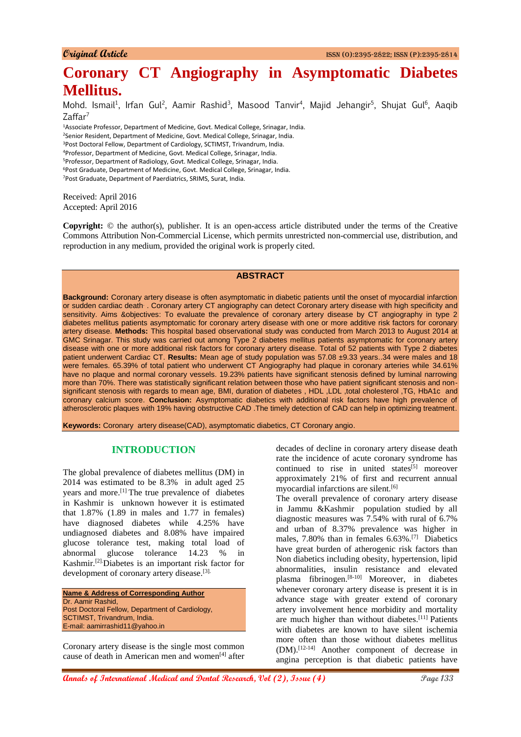Original Article

# Coronary CT Angiography in Asymptomatic Diabetes Mellitus.

Mohd. Ismail[1], Irfan Gul[2], Aamir Rashid[3], Masood Tanvir[4], Majid Jehangir[5], Shujat Gul[6], Aaqib Zaffar[7]

[1]Associate Professor, Department of Medicine, Govt. Medical College, Srinagar, India.
[2]Senior Resident, Department of Medicine, Govt. Medical College, Srinagar, India.
[3]Post Doctoral Fellow, Department of Cardiology, SCTIMST, Trivandrum, India.
[4]Professor, Department of Medicine, Govt. Medical College, Srinagar, India.
[5]Professor, Department of Radiology, Govt. Medical College, Srinagar, India.
[6]Post Graduate, Department of Medicine, Govt. Medical College, Srinagar, India.
[7]Post Graduate, Department of Paerdiatrics, SRIMS, Surat, India.

Received: April 2016
Accepted: April 2016

**Copyright:** © the author(s), publisher. It is an open-access article distributed under the terms of the Creative Commons Attribution Non-Commercial License, which permits unrestricted non-commercial use, distribution, and reproduction in any medium, provided the original work is properly cited.

## ABSTRACT

**Background:** Coronary artery disease is often asymptomatic in diabetic patients until the onset of myocardial infarction or sudden cardiac death . Coronary artery CT angiography can detect Coronary artery disease with high specificity and sensitivity. Aims &objectives: To evaluate the prevalence of coronary artery disease by CT angiography in type 2 diabetes mellitus patients asymptomatic for coronary artery disease with one or more additive risk factors for coronary artery disease. **Methods:** This hospital based observational study was conducted from March 2013 to August 2014 at GMC Srinagar. This study was carried out among Type 2 diabetes mellitus patients asymptomatic for coronary artery disease with one or more additional risk factors for coronary artery disease. Total of 52 patients with Type 2 diabetes patient underwent Cardiac CT. **Results:** Mean age of study population was 57.08 ±9.33 years..34 were males and 18 were females. 65.39% of total patient who underwent CT Angiography had plaque in coronary arteries while 34.61% have no plaque and normal coronary vessels. 19.23% patients have significant stenosis defined by luminal narrowing more than 70%. There was statistically significant relation between those who have patient significant stenosis and non-significant stenosis with regards to mean age, BMI, duration of diabetes , HDL ,LDL ,total cholesterol ,TG, HbA1c and coronary calcium score. **Conclusion:** Asymptomatic diabetics with additional risk factors have high prevalence of atherosclerotic plaques with 19% having obstructive CAD .The timely detection of CAD can help in optimizing treatment.

**Keywords:** Coronary artery disease(CAD), asymptomatic diabetics, CT Coronary angio.

## INTRODUCTION

The global prevalence of diabetes mellitus (DM) in 2014 was estimated to be 8.3% in adult aged 25 years and more.[1] The true prevalence of diabetes in Kashmir is unknown however it is estimated that 1.87% (1.89 in males and 1.77 in females) have diagnosed diabetes while 4.25% have undiagnosed diabetes and 8.08% have impaired glucose tolerance test, making total load of abnormal glucose tolerance 14.23 % in Kashmir.[2] Diabetes is an important risk factor for development of coronary artery disease.[3]

**Name & Address of Corresponding Author**
Dr. Aamir Rashid,
Post Doctoral Fellow, Department of Cardiology,
SCTIMST, Trivandrum, India.
E-mail: aamirrashid11@yahoo.in

Coronary artery disease is the single most common cause of death in American men and women[4] after decades of decline in coronary artery disease death rate the incidence of acute coronary syndrome has continued to rise in united states[5] moreover approximately 21% of first and recurrent annual myocardial infarctions are silent.[6]

The overall prevalence of coronary artery disease in Jammu &Kashmir population studied by all diagnostic measures was 7.54% with rural of 6.7% and urban of 8.37% prevalence was higher in males, 7.80% than in females 6.63%.[7] Diabetics have great burden of atherogenic risk factors than Non diabetics including obesity, hypertension, lipid abnormalities, insulin resistance and elevated plasma fibrinogen.[8-10] Moreover, in diabetes whenever coronary artery disease is present it is in advance stage with greater extend of coronary artery involvement hence morbidity and mortality are much higher than without diabetes.[11] Patients with diabetes are known to have silent ischemia more often than those without diabetes mellitus (DM).[12-14] Another component of decrease in angina perception is that diabetic patients have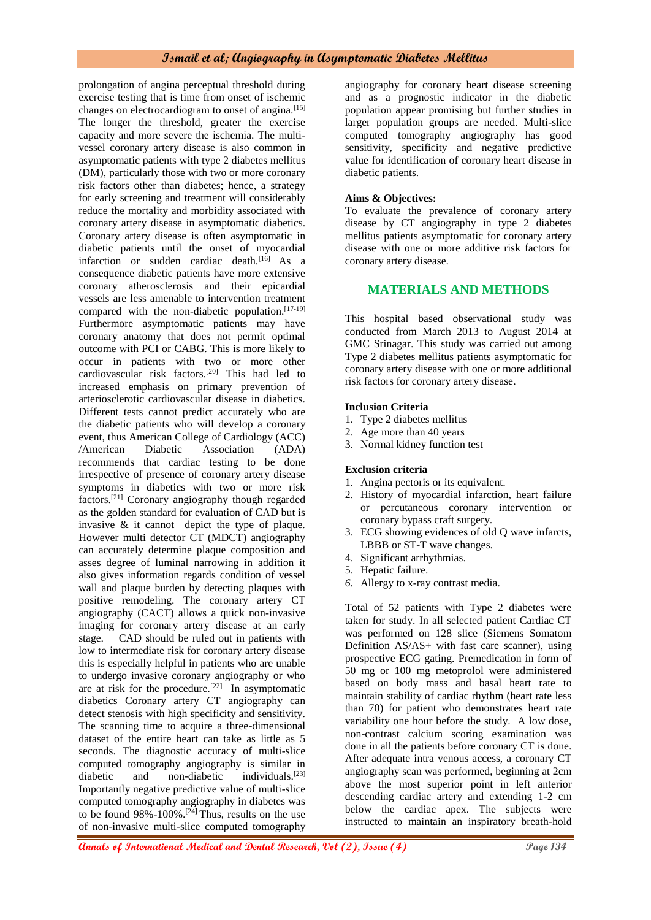prolongation of angina perceptual threshold during exercise testing that is time from onset of ischemic changes on electrocardiogram to onset of angina.[15] The longer the threshold, greater the exercise capacity and more severe the ischemia. The multi-vessel coronary artery disease is also common in asymptomatic patients with type 2 diabetes mellitus (DM), particularly those with two or more coronary risk factors other than diabetes; hence, a strategy for early screening and treatment will considerably reduce the mortality and morbidity associated with coronary artery disease in asymptomatic diabetics. Coronary artery disease is often asymptomatic in diabetic patients until the onset of myocardial infarction or sudden cardiac death.[16] As a consequence diabetic patients have more extensive coronary atherosclerosis and their epicardial vessels are less amenable to intervention treatment compared with the non-diabetic population.[17-19] Furthermore asymptomatic patients may have coronary anatomy that does not permit optimal outcome with PCI or CABG. This is more likely to occur in patients with two or more other cardiovascular risk factors.[20] This had led to increased emphasis on primary prevention of arteriosclerotic cardiovascular disease in diabetics. Different tests cannot predict accurately who are the diabetic patients who will develop a coronary event, thus American College of Cardiology (ACC) /American Diabetic Association (ADA) recommends that cardiac testing to be done irrespective of presence of coronary artery disease symptoms in diabetics with two or more risk factors.[21] Coronary angiography though regarded as the golden standard for evaluation of CAD but is invasive & it cannot depict the type of plaque. However multi detector CT (MDCT) angiography can accurately determine plaque composition and asses degree of luminal narrowing in addition it also gives information regards condition of vessel wall and plaque burden by detecting plaques with positive remodeling. The coronary artery CT angiography (CACT) allows a quick non-invasive imaging for coronary artery disease at an early stage. CAD should be ruled out in patients with low to intermediate risk for coronary artery disease this is especially helpful in patients who are unable to undergo invasive coronary angiography or who are at risk for the procedure.[22] In asymptomatic diabetics Coronary artery CT angiography can detect stenosis with high specificity and sensitivity. The scanning time to acquire a three-dimensional dataset of the entire heart can take as little as 5 seconds. The diagnostic accuracy of multi-slice computed tomography angiography is similar in diabetic and non-diabetic individuals.[23] Importantly negative predictive value of multi-slice computed tomography angiography in diabetes was to be found 98%-100%.[24] Thus, results on the use of non-invasive multi-slice computed tomography angiography for coronary heart disease screening and as a prognostic indicator in the diabetic population appear promising but further studies in larger population groups are needed. Multi-slice computed tomography angiography has good sensitivity, specificity and negative predictive value for identification of coronary heart disease in diabetic patients.

**Aims & Objectives:**

To evaluate the prevalence of coronary artery disease by CT angiography in type 2 diabetes mellitus patients asymptomatic for coronary artery disease with one or more additive risk factors for coronary artery disease.

## MATERIALS AND METHODS

This hospital based observational study was conducted from March 2013 to August 2014 at GMC Srinagar. This study was carried out among Type 2 diabetes mellitus patients asymptomatic for coronary artery disease with one or more additional risk factors for coronary artery disease.

**Inclusion Criteria**

1. Type 2 diabetes mellitus
2. Age more than 40 years
3. Normal kidney function test

**Exclusion criteria**

1. Angina pectoris or its equivalent.
2. History of myocardial infarction, heart failure or percutaneous coronary intervention or coronary bypass craft surgery.
3. ECG showing evidences of old Q wave infarcts, LBBB or ST-T wave changes.
4. Significant arrhythmias.
5. Hepatic failure.
6. Allergy to x-ray contrast media.

Total of 52 patients with Type 2 diabetes were taken for study. In all selected patient Cardiac CT was performed on 128 slice (Siemens Somatom Definition AS/AS+ with fast care scanner), using prospective ECG gating. Premedication in form of 50 mg or 100 mg metoprolol were administered based on body mass and basal heart rate to maintain stability of cardiac rhythm (heart rate less than 70) for patient who demonstrates heart rate variability one hour before the study. A low dose, non-contrast calcium scoring examination was done in all the patients before coronary CT is done. After adequate intra venous access, a coronary CT angiography scan was performed, beginning at 2cm above the most superior point in left anterior descending cardiac artery and extending 1-2 cm below the cardiac apex. The subjects were instructed to maintain an inspiratory breath-hold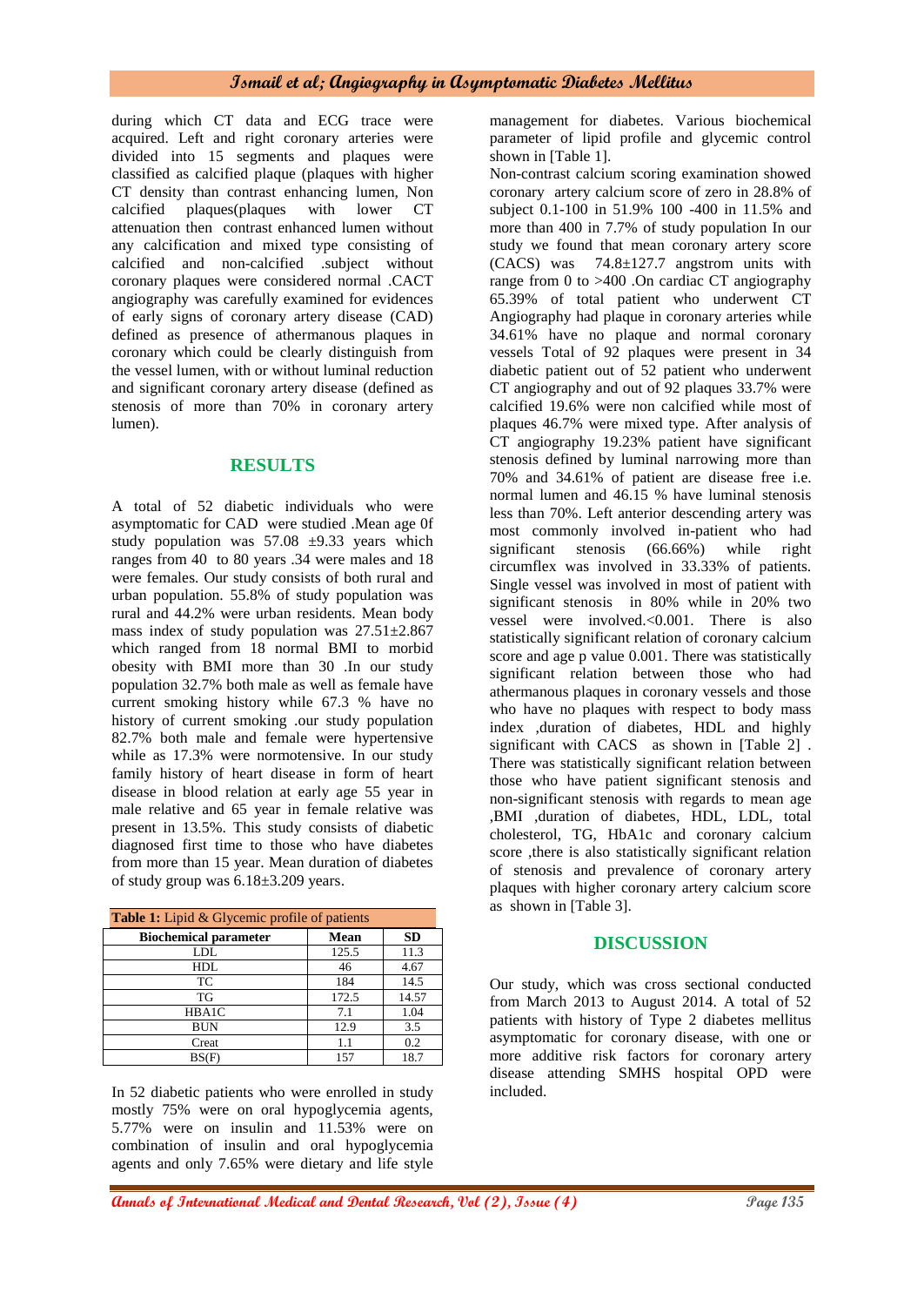during which CT data and ECG trace were acquired. Left and right coronary arteries were divided into 15 segments and plaques were classified as calcified plaque (plaques with higher CT density than contrast enhancing lumen, Non calcified plaques(plaques with lower CT attenuation then contrast enhanced lumen without any calcification and mixed type consisting of calcified and non-calcified .subject without coronary plaques were considered normal .CACT angiography was carefully examined for evidences of early signs of coronary artery disease (CAD) defined as presence of athermanous plaques in coronary which could be clearly distinguish from the vessel lumen, with or without luminal reduction and significant coronary artery disease (defined as stenosis of more than 70% in coronary artery lumen).

## RESULTS

A total of 52 diabetic individuals who were asymptomatic for CAD were studied .Mean age 0f study population was 57.08 ±9.33 years which ranges from 40 to 80 years .34 were males and 18 were females. Our study consists of both rural and urban population. 55.8% of study population was rural and 44.2% were urban residents. Mean body mass index of study population was 27.51±2.867 which ranged from 18 normal BMI to morbid obesity with BMI more than 30 .In our study population 32.7% both male as well as female have current smoking history while 67.3 % have no history of current smoking .our study population 82.7% both male and female were hypertensive while as 17.3% were normotensive. In our study family history of heart disease in form of heart disease in blood relation at early age 55 year in male relative and 65 year in female relative was present in 13.5%. This study consists of diabetic diagnosed first time to those who have diabetes from more than 15 year. Mean duration of diabetes of study group was 6.18±3.209 years.

**Table 1:** Lipid & Glycemic profile of patients

| Biochemical parameter | Mean | SD |
|---|---|---|
| LDL | 125.5 | 11.3 |
| HDL | 46 | 4.67 |
| TC | 184 | 14.5 |
| TG | 172.5 | 14.57 |
| HBA1C | 7.1 | 1.04 |
| BUN | 12.9 | 3.5 |
| Creat | 1.1 | 0.2 |
| BS(F) | 157 | 18.7 |

In 52 diabetic patients who were enrolled in study mostly 75% were on oral hypoglycemia agents, 5.77% were on insulin and 11.53% were on combination of insulin and oral hypoglycemia agents and only 7.65% were dietary and life style management for diabetes. Various biochemical parameter of lipid profile and glycemic control shown in [Table 1].

Non-contrast calcium scoring examination showed coronary artery calcium score of zero in 28.8% of subject 0.1-100 in 51.9% 100 -400 in 11.5% and more than 400 in 7.7% of study population In our study we found that mean coronary artery score (CACS) was 74.8±127.7 angstrom units with range from 0 to >400 .On cardiac CT angiography 65.39% of total patient who underwent CT Angiography had plaque in coronary arteries while 34.61% have no plaque and normal coronary vessels Total of 92 plaques were present in 34 diabetic patient out of 52 patient who underwent CT angiography and out of 92 plaques 33.7% were calcified 19.6% were non calcified while most of plaques 46.7% were mixed type. After analysis of CT angiography 19.23% patient have significant stenosis defined by luminal narrowing more than 70% and 34.61% of patient are disease free i.e. normal lumen and 46.15 % have luminal stenosis less than 70%. Left anterior descending artery was most commonly involved in-patient who had significant stenosis (66.66%) while right circumflex was involved in 33.33% of patients. Single vessel was involved in most of patient with significant stenosis in 80% while in 20% two vessel were involved.<0.001. There is also statistically significant relation of coronary calcium score and age p value 0.001. There was statistically significant relation between those who had athermanous plaques in coronary vessels and those who have no plaques with respect to body mass index ,duration of diabetes, HDL and highly significant with CACS as shown in [Table 2] . There was statistically significant relation between those who have patient significant stenosis and non-significant stenosis with regards to mean age ,BMI ,duration of diabetes, HDL, LDL, total cholesterol, TG, HbA1c and coronary calcium score ,there is also statistically significant relation of stenosis and prevalence of coronary artery plaques with higher coronary artery calcium score as shown in [Table 3].

## DISCUSSION

Our study, which was cross sectional conducted from March 2013 to August 2014. A total of 52 patients with history of Type 2 diabetes mellitus asymptomatic for coronary disease, with one or more additive risk factors for coronary artery disease attending SMHS hospital OPD were included.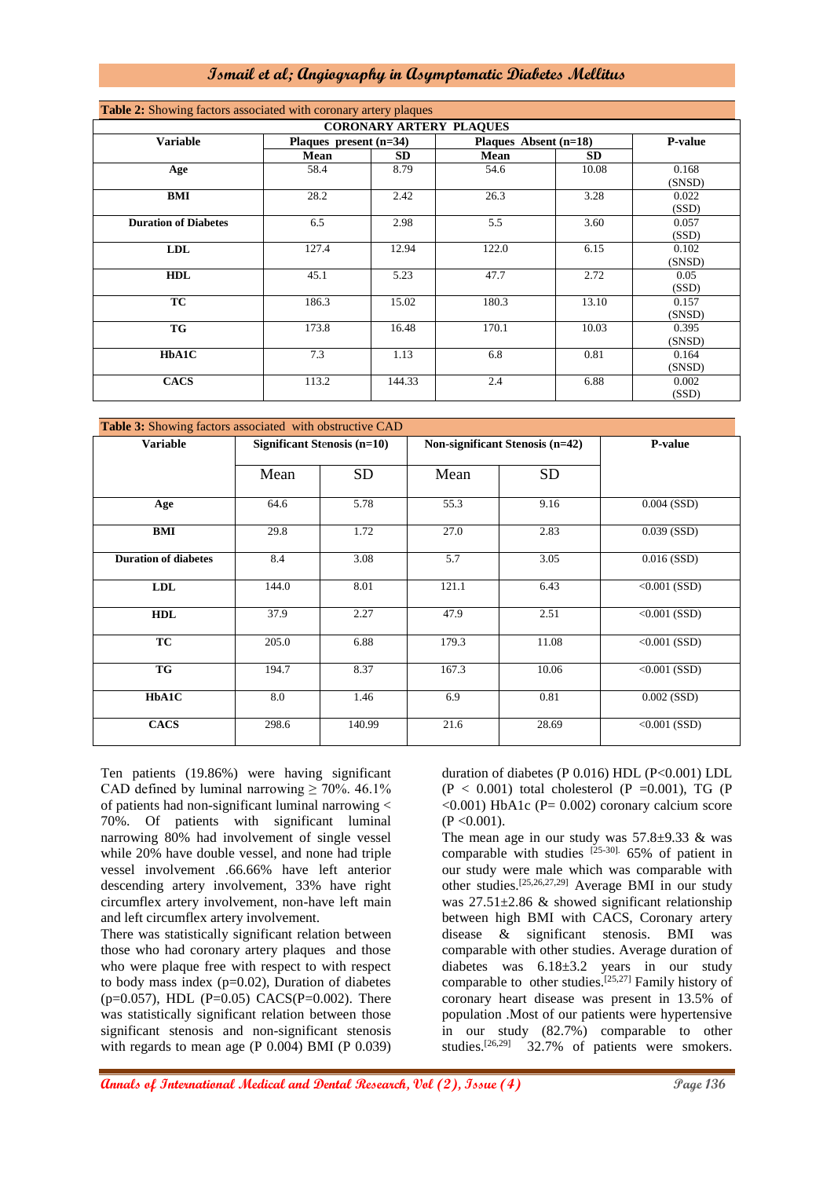**Table 2:** Showing factors associated with coronary artery plaques

| Variable | CORONARY ARTERY PLAQUES | | | | P-value |
|---|---|---|---|---|---|
| | Plaques present (n=34) | | Plaques Absent (n=18) | | |
| | Mean | SD | Mean | SD | |
| **Age** | 58.4 | 8.79 | 54.6 | 10.08 | 0.168 (SNSD) |
| **BMI** | 28.2 | 2.42 | 26.3 | 3.28 | 0.022 (SSD) |
| **Duration of Diabetes** | 6.5 | 2.98 | 5.5 | 3.60 | 0.057 (SSD) |
| **LDL** | 127.4 | 12.94 | 122.0 | 6.15 | 0.102 (SNSD) |
| **HDL** | 45.1 | 5.23 | 47.7 | 2.72 | 0.05 (SSD) |
| **TC** | 186.3 | 15.02 | 180.3 | 13.10 | 0.157 (SNSD) |
| **TG** | 173.8 | 16.48 | 170.1 | 10.03 | 0.395 (SNSD) |
| **HbA1C** | 7.3 | 1.13 | 6.8 | 0.81 | 0.164 (SNSD) |
| **CACS** | 113.2 | 144.33 | 2.4 | 6.88 | 0.002 (SSD) |

**Table 3:** Showing factors associated with obstructive CAD

| Variable | Significant Stenosis (n=10) | | Non-significant Stenosis (n=42) | | P-value |
|---|---|---|---|---|---|
| | Mean | SD | Mean | SD | |
| **Age** | 64.6 | 5.78 | 55.3 | 9.16 | 0.004 (SSD) |
| **BMI** | 29.8 | 1.72 | 27.0 | 2.83 | 0.039 (SSD) |
| **Duration of diabetes** | 8.4 | 3.08 | 5.7 | 3.05 | 0.016 (SSD) |
| **LDL** | 144.0 | 8.01 | 121.1 | 6.43 | <0.001 (SSD) |
| **HDL** | 37.9 | 2.27 | 47.9 | 2.51 | <0.001 (SSD) |
| **TC** | 205.0 | 6.88 | 179.3 | 11.08 | <0.001 (SSD) |
| **TG** | 194.7 | 8.37 | 167.3 | 10.06 | <0.001 (SSD) |
| **HbA1C** | 8.0 | 1.46 | 6.9 | 0.81 | 0.002 (SSD) |
| **CACS** | 298.6 | 140.99 | 21.6 | 28.69 | <0.001 (SSD) |

Ten patients (19.86%) were having significant CAD defined by luminal narrowing ≥ 70%. 46.1% of patients had non-significant luminal narrowing < 70%. Of patients with significant luminal narrowing 80% had involvement of single vessel while 20% have double vessel, and none had triple vessel involvement .66.66% have left anterior descending artery involvement, 33% have right circumflex artery involvement, non-have left main and left circumflex artery involvement.

There was statistically significant relation between those who had coronary artery plaques and those who were plaque free with respect to with respect to body mass index (p=0.02), Duration of diabetes (p=0.057), HDL (P=0.05) CACS(P=0.002). There was statistically significant relation between those significant stenosis and non-significant stenosis with regards to mean age (P 0.004) BMI (P 0.039) duration of diabetes (P 0.016) HDL (P<0.001) LDL (P < 0.001) total cholesterol (P =0.001), TG (P <0.001) HbA1c (P= 0.002) coronary calcium score (P <0.001).

The mean age in our study was 57.8±9.33 & was comparable with studies [25-30]. 65% of patient in our study were male which was comparable with other studies.[25,26,27,29] Average BMI in our study was 27.51±2.86 & showed significant relationship between high BMI with CACS, Coronary artery disease & significant stenosis. BMI was comparable with other studies. Average duration of diabetes was 6.18±3.2 years in our study comparable to other studies.[25,27] Family history of coronary heart disease was present in 13.5% of population .Most of our patients were hypertensive in our study (82.7%) comparable to other studies.[26,29] 32.7% of patients were smokers.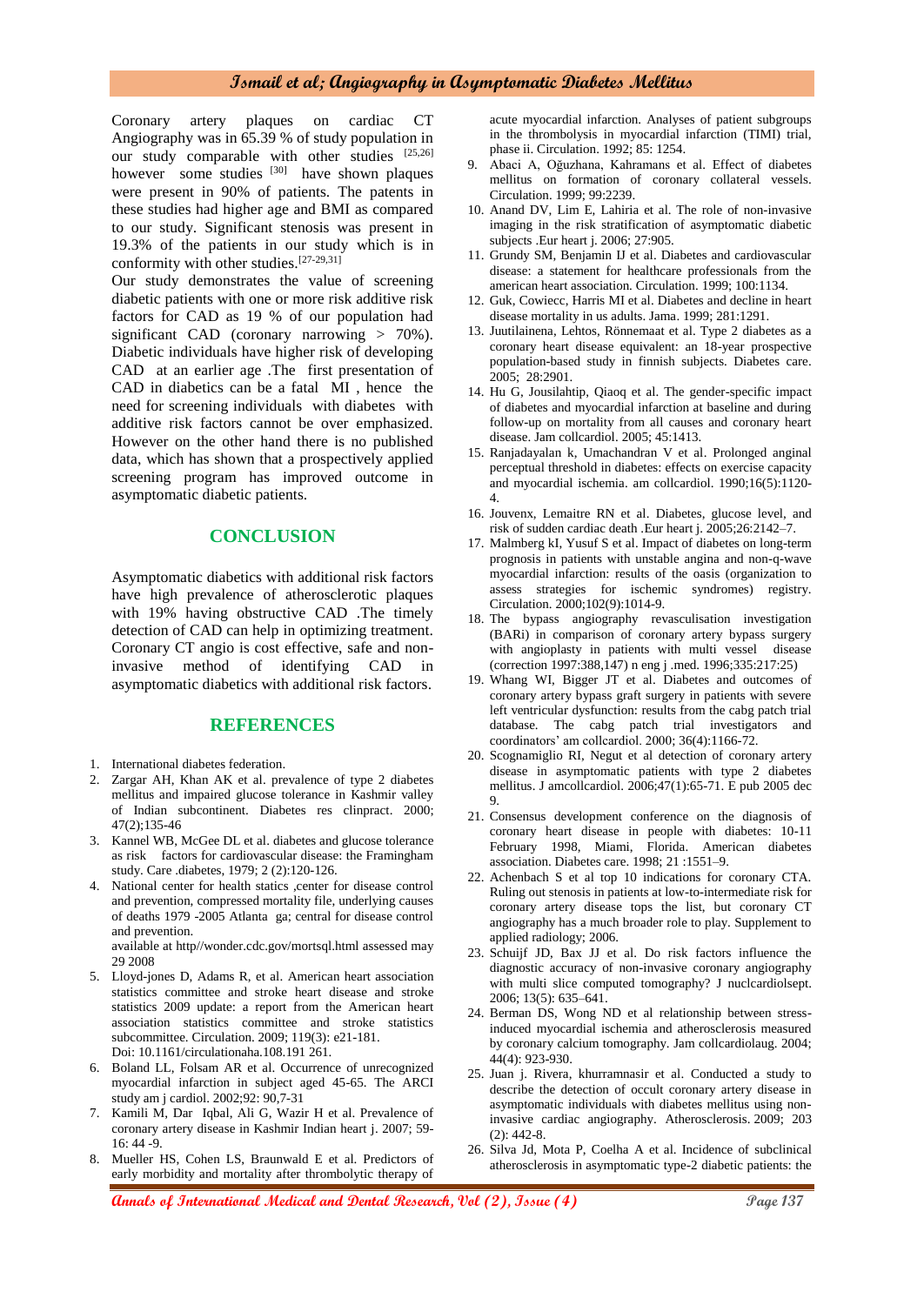Coronary artery plaques on cardiac CT Angiography was in 65.39 % of study population in our study comparable with other studies [25,26] however some studies [30] have shown plaques were present in 90% of patients. The patents in these studies had higher age and BMI as compared to our study. Significant stenosis was present in 19.3% of the patients in our study which is in conformity with other studies.[27-29,31]

Our study demonstrates the value of screening diabetic patients with one or more risk additive risk factors for CAD as 19 % of our population had significant CAD (coronary narrowing > 70%). Diabetic individuals have higher risk of developing CAD at an earlier age .The first presentation of CAD in diabetics can be a fatal MI , hence the need for screening individuals with diabetes with additive risk factors cannot be over emphasized. However on the other hand there is no published data, which has shown that a prospectively applied screening program has improved outcome in asymptomatic diabetic patients.

## CONCLUSION

Asymptomatic diabetics with additional risk factors have high prevalence of atherosclerotic plaques with 19% having obstructive CAD .The timely detection of CAD can help in optimizing treatment. Coronary CT angio is cost effective, safe and non-invasive method of identifying CAD in asymptomatic diabetics with additional risk factors.

## REFERENCES

1. International diabetes federation.
2. Zargar AH, Khan AK et al. prevalence of type 2 diabetes mellitus and impaired glucose tolerance in Kashmir valley of Indian subcontinent. Diabetes res clinpract. 2000; 47(2);135-46
3. Kannel WB, McGee DL et al. diabetes and glucose tolerance as risk factors for cardiovascular disease: the Framingham study. Care .diabetes, 1979; 2 (2):120-126.
4. National center for health statics ,center for disease control and prevention, compressed mortality file, underlying causes of deaths 1979 -2005 Atlanta ga; central for disease control and prevention.
   available at http//wonder.cdc.gov/mortsql.html assessed may 29 2008
5. Lloyd-jones D, Adams R, et al. American heart association statistics committee and stroke heart disease and stroke statistics 2009 update: a report from the American heart association statistics committee and stroke statistics subcommittee. Circulation. 2009; 119(3): e21-181. Doi: 10.1161/circulationaha.108.191 261.
6. Boland LL, Folsam AR et al. Occurrence of unrecognized myocardial infarction in subject aged 45-65. The ARCI study am j cardiol. 2002;92: 90,7-31
7. Kamili M, Dar Iqbal, Ali G, Wazir H et al. Prevalence of coronary artery disease in Kashmir Indian heart j. 2007; 59-16: 44 -9.
8. Mueller HS, Cohen LS, Braunwald E et al. Predictors of early morbidity and mortality after thrombolytic therapy of acute myocardial infarction. Analyses of patient subgroups in the thrombolysis in myocardial infarction (TIMI) trial, phase ii. Circulation. 1992; 85: 1254.
9. Abaci A, Oğuzhana, Kahramans et al. Effect of diabetes mellitus on formation of coronary collateral vessels. Circulation. 1999; 99:2239.
10. Anand DV, Lim E, Lahiria et al. The role of non-invasive imaging in the risk stratification of asymptomatic diabetic subjects .Eur heart j. 2006; 27:905.
11. Grundy SM, Benjamin IJ et al. Diabetes and cardiovascular disease: a statement for healthcare professionals from the american heart association. Circulation. 1999; 100:1134.
12. Guk, Cowiecc, Harris MI et al. Diabetes and decline in heart disease mortality in us adults. Jama. 1999; 281:1291.
13. Juutilainena, Lehtos, Rönnemaat et al. Type 2 diabetes as a coronary heart disease equivalent: an 18-year prospective population-based study in finnish subjects. Diabetes care. 2005; 28:2901.
14. Hu G, Jousilahtip, Qiaoq et al. The gender-specific impact of diabetes and myocardial infarction at baseline and during follow-up on mortality from all causes and coronary heart disease. Jam collcardiol. 2005; 45:1413.
15. Ranjadayalan k, Umachandran V et al. Prolonged anginal perceptual threshold in diabetes: effects on exercise capacity and myocardial ischemia. am collcardiol. 1990;16(5):1120-4.
16. Jouvenx, Lemaitre RN et al. Diabetes, glucose level, and risk of sudden cardiac death .Eur heart j. 2005;26:2142–7.
17. Malmberg kI, Yusuf S et al. Impact of diabetes on long-term prognosis in patients with unstable angina and non-q-wave myocardial infarction: results of the oasis (organization to assess strategies for ischemic syndromes) registry. Circulation. 2000;102(9):1014-9.
18. The bypass angiography revasculisation investigation (BARi) in comparison of coronary artery bypass surgery with angioplasty in patients with multi vessel disease (correction 1997:388,147) n eng j .med. 1996;335:217:25)
19. Whang WI, Bigger JT et al. Diabetes and outcomes of coronary artery bypass graft surgery in patients with severe left ventricular dysfunction: results from the cabg patch trial database. The cabg patch trial investigators and coordinators' am collcardiol. 2000; 36(4):1166-72.
20. Scognamiglio RI, Negut et al detection of coronary artery disease in asymptomatic patients with type 2 diabetes mellitus. J amcollcardiol. 2006;47(1):65-71. E pub 2005 dec 9.
21. Consensus development conference on the diagnosis of coronary heart disease in people with diabetes: 10-11 February 1998, Miami, Florida. American diabetes association. Diabetes care. 1998; 21 :1551–9.
22. Achenbach S et al top 10 indications for coronary CTA. Ruling out stenosis in patients at low-to-intermediate risk for coronary artery disease tops the list, but coronary CT angiography has a much broader role to play. Supplement to applied radiology; 2006.
23. Schuijf JD, Bax JJ et al. Do risk factors influence the diagnostic accuracy of non-invasive coronary angiography with multi slice computed tomography? J nuclcardiolsept. 2006; 13(5): 635–641.
24. Berman DS, Wong ND et al relationship between stress-induced myocardial ischemia and atherosclerosis measured by coronary calcium tomography. Jam collcardiolaug. 2004; 44(4): 923-930.
25. Juan j. Rivera, khurramnasir et al. Conducted a study to describe the detection of occult coronary artery disease in asymptomatic individuals with diabetes mellitus using non-invasive cardiac angiography. Atherosclerosis. 2009; 203 (2): 442-8.
26. Silva Jd, Mota P, Coelha A et al. Incidence of subclinical atherosclerosis in asymptomatic type-2 diabetic patients: the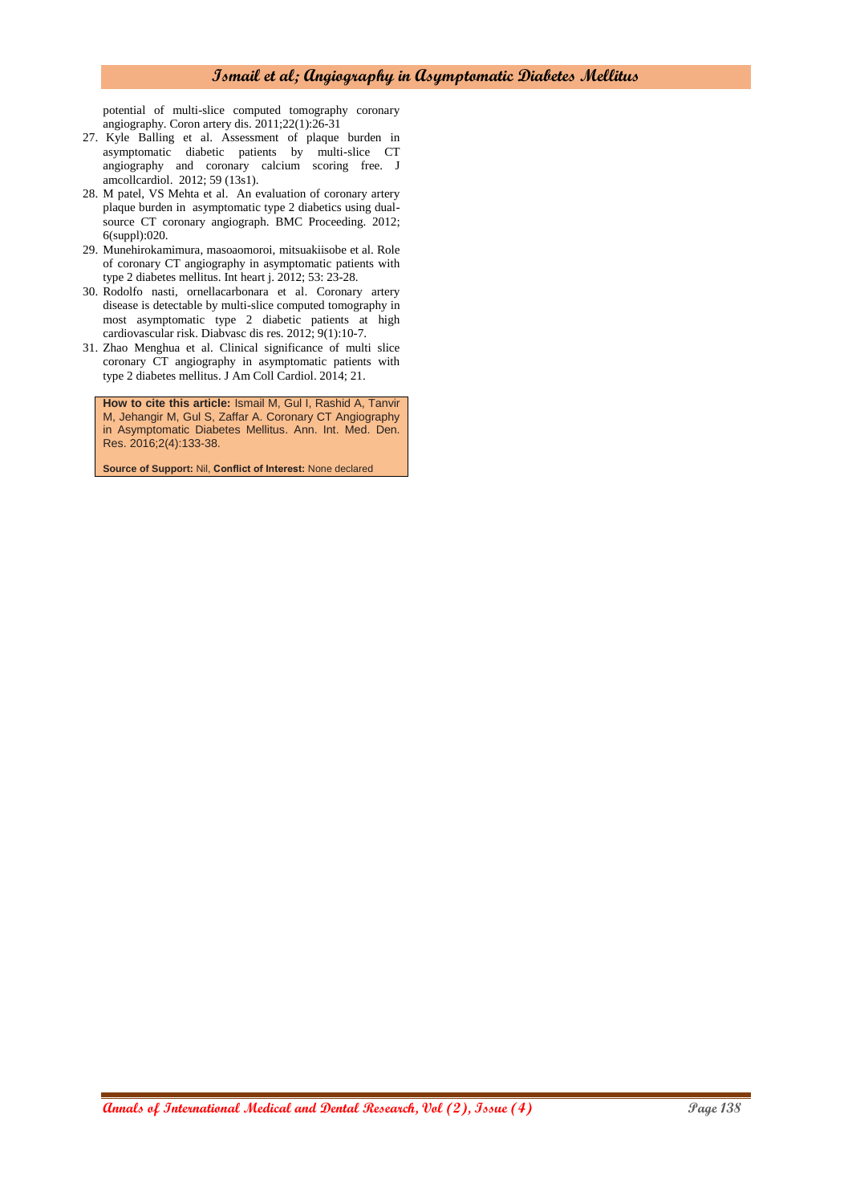potential of multi-slice computed tomography coronary angiography. Coron artery dis. 2011;22(1):26-31

27. Kyle Balling et al. Assessment of plaque burden in asymptomatic diabetic patients by multi-slice CT angiography and coronary calcium scoring free. J amcollcardiol. 2012; 59 (13s1).
28. M patel, VS Mehta et al. An evaluation of coronary artery plaque burden in asymptomatic type 2 diabetics using dual-source CT coronary angiograph. BMC Proceeding. 2012; 6(suppl):020.
29. Munehirokamimura, masoaomoroi, mitsuakiisobe et al. Role of coronary CT angiography in asymptomatic patients with type 2 diabetes mellitus. Int heart j. 2012; 53: 23-28.
30. Rodolfo nasti, ornellacarbonara et al. Coronary artery disease is detectable by multi-slice computed tomography in most asymptomatic type 2 diabetic patients at high cardiovascular risk. Diabvasc dis res. 2012; 9(1):10-7.
31. Zhao Menghua et al. Clinical significance of multi slice coronary CT angiography in asymptomatic patients with type 2 diabetes mellitus. J Am Coll Cardiol. 2014; 21.

**How to cite this article:** Ismail M, Gul I, Rashid A, Tanvir M, Jehangir M, Gul S, Zaffar A. Coronary CT Angiography in Asymptomatic Diabetes Mellitus. Ann. Int. Med. Den. Res. 2016;2(4):133-38.

**Source of Support:** Nil, **Conflict of Interest:** None declared